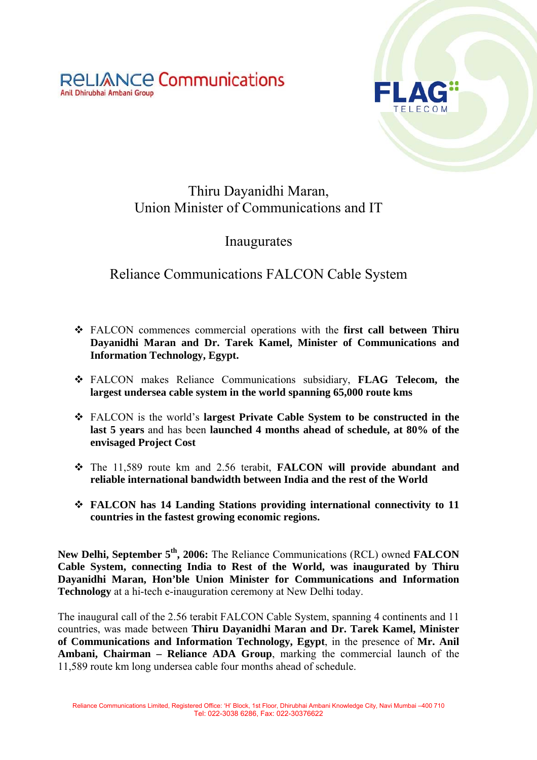Reliance Communications
Anil Dhirubhai Ambani Group

FLAG TELECOM

# Thiru Dayanidhi Maran, Union Minister of Communications and IT

# Inaugurates

# Reliance Communications FALCON Cable System

- FALCON commences commercial operations with the **first call between Thiru Dayanidhi Maran and Dr. Tarek Kamel, Minister of Communications and Information Technology, Egypt.**
- FALCON makes Reliance Communications subsidiary, **FLAG Telecom, the largest undersea cable system in the world spanning 65,000 route kms**
- FALCON is the world's **largest Private Cable System to be constructed in the last 5 years** and has been **launched 4 months ahead of schedule, at 80% of the envisaged Project Cost**
- The 11,589 route km and 2.56 terabit, **FALCON will provide abundant and reliable international bandwidth between India and the rest of the World**
- **FALCON has 14 Landing Stations providing international connectivity to 11 countries in the fastest growing economic regions.**

**New Delhi, September 5th, 2006:** The Reliance Communications (RCL) owned **FALCON Cable System, connecting India to Rest of the World, was inaugurated by Thiru Dayanidhi Maran, Hon'ble Union Minister for Communications and Information Technology** at a hi-tech e-inauguration ceremony at New Delhi today.

The inaugural call of the 2.56 terabit FALCON Cable System, spanning 4 continents and 11 countries, was made between **Thiru Dayanidhi Maran and Dr. Tarek Kamel, Minister of Communications and Information Technology, Egypt**, in the presence of **Mr. Anil Ambani, Chairman – Reliance ADA Group**, marking the commercial launch of the 11,589 route km long undersea cable four months ahead of schedule.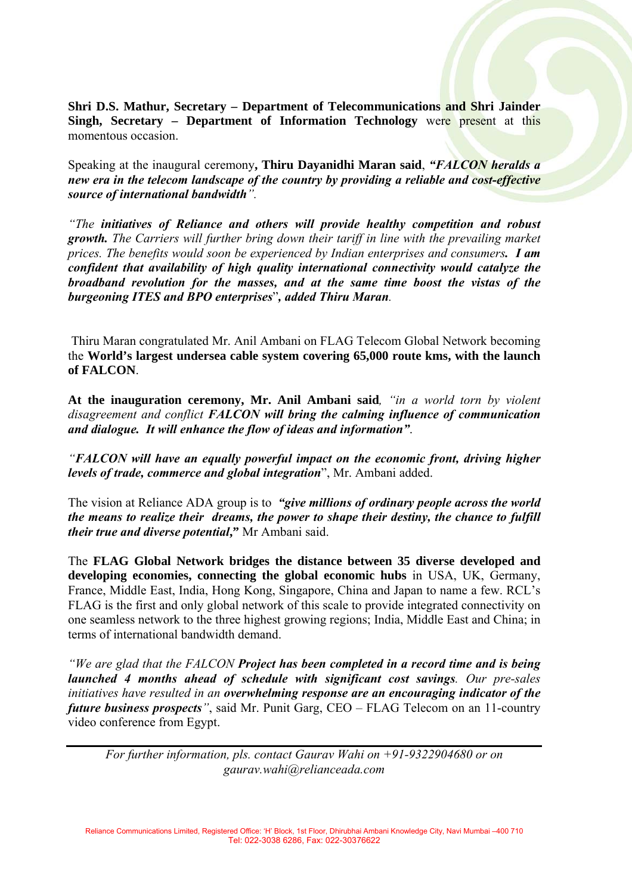**Shri D.S. Mathur, Secretary – Department of Telecommunications and Shri Jainder Singh, Secretary – Department of Information Technology** were present at this momentous occasion.

Speaking at the inaugural ceremony**, Thiru Dayanidhi Maran said**, ***"FALCON heralds a new era in the telecom landscape of the country by providing a reliable and cost-effective source of international bandwidth***".

*"The **initiatives of Reliance and others will provide healthy competition and robust growth.** The Carriers will further bring down their tariff in line with the prevailing market prices. The benefits would soon be experienced by Indian enterprises and consumers. **I am confident that availability of high quality international connectivity would catalyze the broadband revolution for the masses, and at the same time boost the vistas of the burgeoning ITES and BPO enterprises**", **added Thiru Maran**.*

Thiru Maran congratulated Mr. Anil Ambani on FLAG Telecom Global Network becoming the **World's largest undersea cable system covering 65,000 route kms, with the launch of FALCON**.

**At the inauguration ceremony, Mr. Anil Ambani said***, "in a world torn by violent disagreement and conflict **FALCON will bring the calming influence of communication and dialogue. It will enhance the flow of ideas and information"**.*

*"**FALCON will have an equally powerful impact on the economic front, driving higher levels of trade, commerce and global integration**"*, Mr. Ambani added.

The vision at Reliance ADA group is to ***"give millions of ordinary people across the world the means to realize their dreams, the power to shape their destiny, the chance to fulfill their true and diverse potential,"*** Mr Ambani said.

The **FLAG Global Network bridges the distance between 35 diverse developed and developing economies, connecting the global economic hubs** in USA, UK, Germany, France, Middle East, India, Hong Kong, Singapore, China and Japan to name a few. RCL's FLAG is the first and only global network of this scale to provide integrated connectivity on one seamless network to the three highest growing regions; India, Middle East and China; in terms of international bandwidth demand.

*"We are glad that the FALCON **Project has been completed in a record time and is being launched 4 months ahead of schedule with significant cost savings**. Our pre-sales initiatives have resulted in an **overwhelming response are an encouraging indicator of the future business prospects**"*, said Mr. Punit Garg, CEO – FLAG Telecom on an 11-country video conference from Egypt.

---

*For further information, pls. contact Gaurav Wahi on +91-9322904680 or on gaurav.wahi@relianceada.com*

Reliance Communications Limited, Registered Office: 'H' Block, 1st Floor, Dhirubhai Ambani Knowledge City, Navi Mumbai –400 710
Tel: 022-3038 6286, Fax: 022-30376622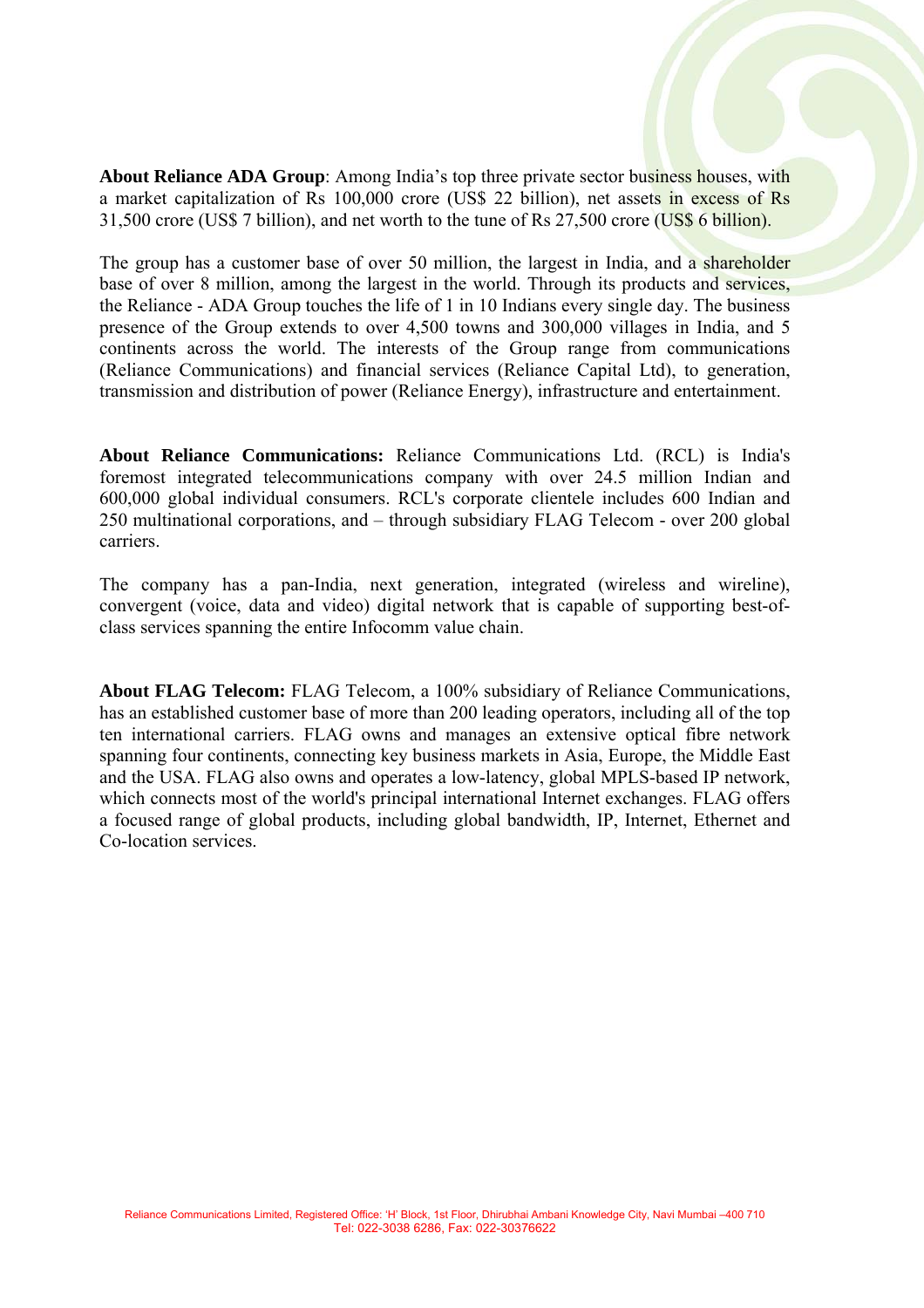**About Reliance ADA Group**: Among India's top three private sector business houses, with a market capitalization of Rs 100,000 crore (US$ 22 billion), net assets in excess of Rs 31,500 crore (US$ 7 billion), and net worth to the tune of Rs 27,500 crore (US$ 6 billion).

The group has a customer base of over 50 million, the largest in India, and a shareholder base of over 8 million, among the largest in the world. Through its products and services, the Reliance - ADA Group touches the life of 1 in 10 Indians every single day. The business presence of the Group extends to over 4,500 towns and 300,000 villages in India, and 5 continents across the world. The interests of the Group range from communications (Reliance Communications) and financial services (Reliance Capital Ltd), to generation, transmission and distribution of power (Reliance Energy), infrastructure and entertainment.

**About Reliance Communications:** Reliance Communications Ltd. (RCL) is India's foremost integrated telecommunications company with over 24.5 million Indian and 600,000 global individual consumers. RCL's corporate clientele includes 600 Indian and 250 multinational corporations, and – through subsidiary FLAG Telecom - over 200 global carriers.

The company has a pan-India, next generation, integrated (wireless and wireline), convergent (voice, data and video) digital network that is capable of supporting best-of-class services spanning the entire Infocomm value chain.

**About FLAG Telecom:** FLAG Telecom, a 100% subsidiary of Reliance Communications, has an established customer base of more than 200 leading operators, including all of the top ten international carriers. FLAG owns and manages an extensive optical fibre network spanning four continents, connecting key business markets in Asia, Europe, the Middle East and the USA. FLAG also owns and operates a low-latency, global MPLS-based IP network, which connects most of the world's principal international Internet exchanges. FLAG offers a focused range of global products, including global bandwidth, IP, Internet, Ethernet and Co-location services.